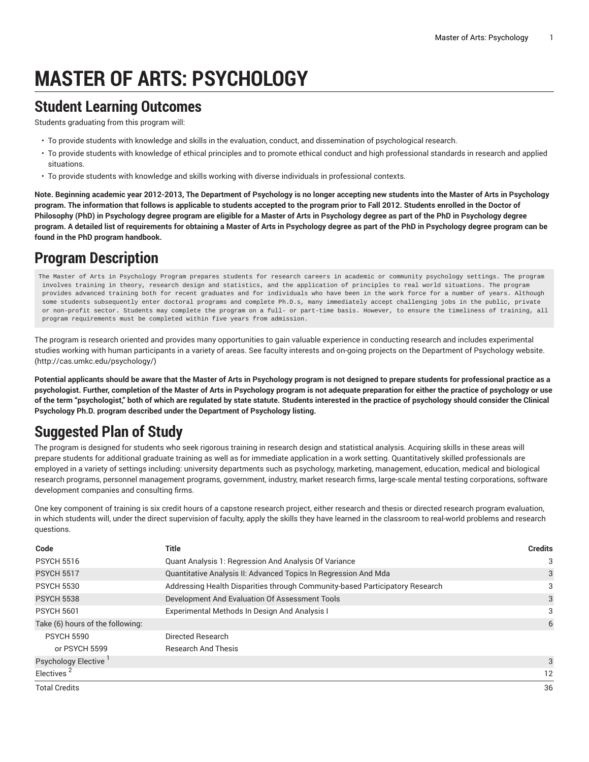# MASTER OF ARTS: PSYCHOLOGY

## Student Learning Outcomes

Students graduating from this program will:

- To provide students with knowledge and skills in the evaluation, conduct, and dissemination of psychological research.
- To provide students with knowledge of ethical principles and to promote ethical conduct and high professional standards in research and applied situations.
- To provide students with knowledge and skills working with diverse individuals in professional contexts.

**Note. Beginning academic year 2012-2013, The Department of Psychology is no longer accepting new students into the Master of Arts in Psychology program. The information that follows is applicable to students accepted to the program prior to Fall 2012. Students enrolled in the Doctor of Philosophy (PhD) in Psychology degree program are eligible for a Master of Arts in Psychology degree as part of the PhD in Psychology degree program. A detailed list of requirements for obtaining a Master of Arts in Psychology degree as part of the PhD in Psychology degree program can be found in the PhD program handbook.**

## Program Description

```
The Master of Arts in Psychology Program prepares students for research careers in academic or community psychology settings. The program
involves training in theory, research design and statistics, and the application of principles to real world situations. The program
provides advanced training both for recent graduates and for individuals who have been in the work force for a number of years. Although
some students subsequently enter doctoral programs and complete Ph.D.s, many immediately accept challenging jobs in the public, private
or non-profit sector. Students may complete the program on a full- or part-time basis. However, to ensure the timeliness of training, all
program requirements must be completed within five years from admission.
```

The program is research oriented and provides many opportunities to gain valuable experience in conducting research and includes experimental studies working with human participants in a variety of areas. See faculty interests and on-going projects on the Department of Psychology website. (http://cas.umkc.edu/psychology/)

**Potential applicants should be aware that the Master of Arts in Psychology program is not designed to prepare students for professional practice as a psychologist. Further, completion of the Master of Arts in Psychology program is not adequate preparation for either the practice of psychology or use of the term "psychologist," both of which are regulated by state statute. Students interested in the practice of psychology should consider the Clinical Psychology Ph.D. program described under the Department of Psychology listing.**

## Suggested Plan of Study

The program is designed for students who seek rigorous training in research design and statistical analysis. Acquiring skills in these areas will prepare students for additional graduate training as well as for immediate application in a work setting. Quantitatively skilled professionals are employed in a variety of settings including: university departments such as psychology, marketing, management, education, medical and biological research programs, personnel management programs, government, industry, market research firms, large-scale mental testing corporations, software development companies and consulting firms.

One key component of training is six credit hours of a capstone research project, either research and thesis or directed research program evaluation, in which students will, under the direct supervision of faculty, apply the skills they have learned in the classroom to real-world problems and research questions.

| Code | Title | Credits |
|---|---|---|
| PSYCH 5516 | Quant Analysis 1: Regression And Analysis Of Variance | 3 |
| PSYCH 5517 | Quantitative Analysis II: Advanced Topics In Regression And Mda | 3 |
| PSYCH 5530 | Addressing Health Disparities through Community-based Participatory Research | 3 |
| PSYCH 5538 | Development And Evaluation Of Assessment Tools | 3 |
| PSYCH 5601 | Experimental Methods In Design And Analysis I | 3 |
| Take (6) hours of the following: | | 6 |
| PSYCH 5590 | Directed Research | |
| or PSYCH 5599 | Research And Thesis | |
| Psychology Elective [1] | | 3 |
| Electives [2] | | 12 |
| Total Credits | | 36 |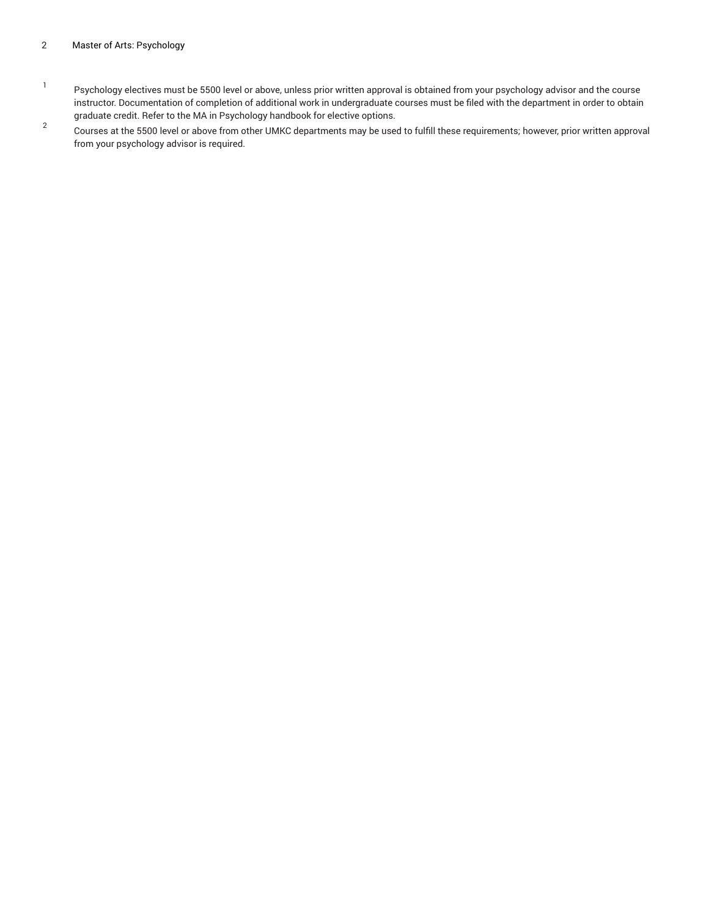[1] Psychology electives must be 5500 level or above, unless prior written approval is obtained from your psychology advisor and the course instructor. Documentation of completion of additional work in undergraduate courses must be filed with the department in order to obtain graduate credit. Refer to the MA in Psychology handbook for elective options.

[2] Courses at the 5500 level or above from other UMKC departments may be used to fulfill these requirements; however, prior written approval from your psychology advisor is required.